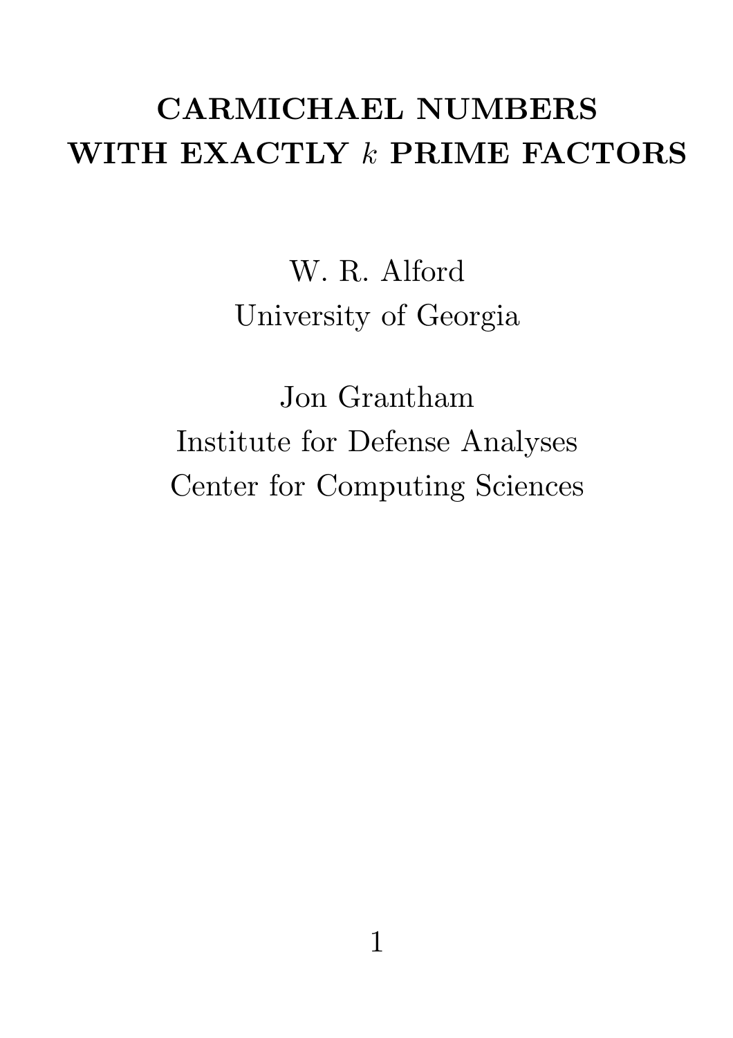# CARMICHAEL NUMBERS WITH EXACTLY $k$ PRIME FACTORS

W. R. Alford
University of Georgia

Jon Grantham
Institute for Defense Analyses
Center for Computing Sciences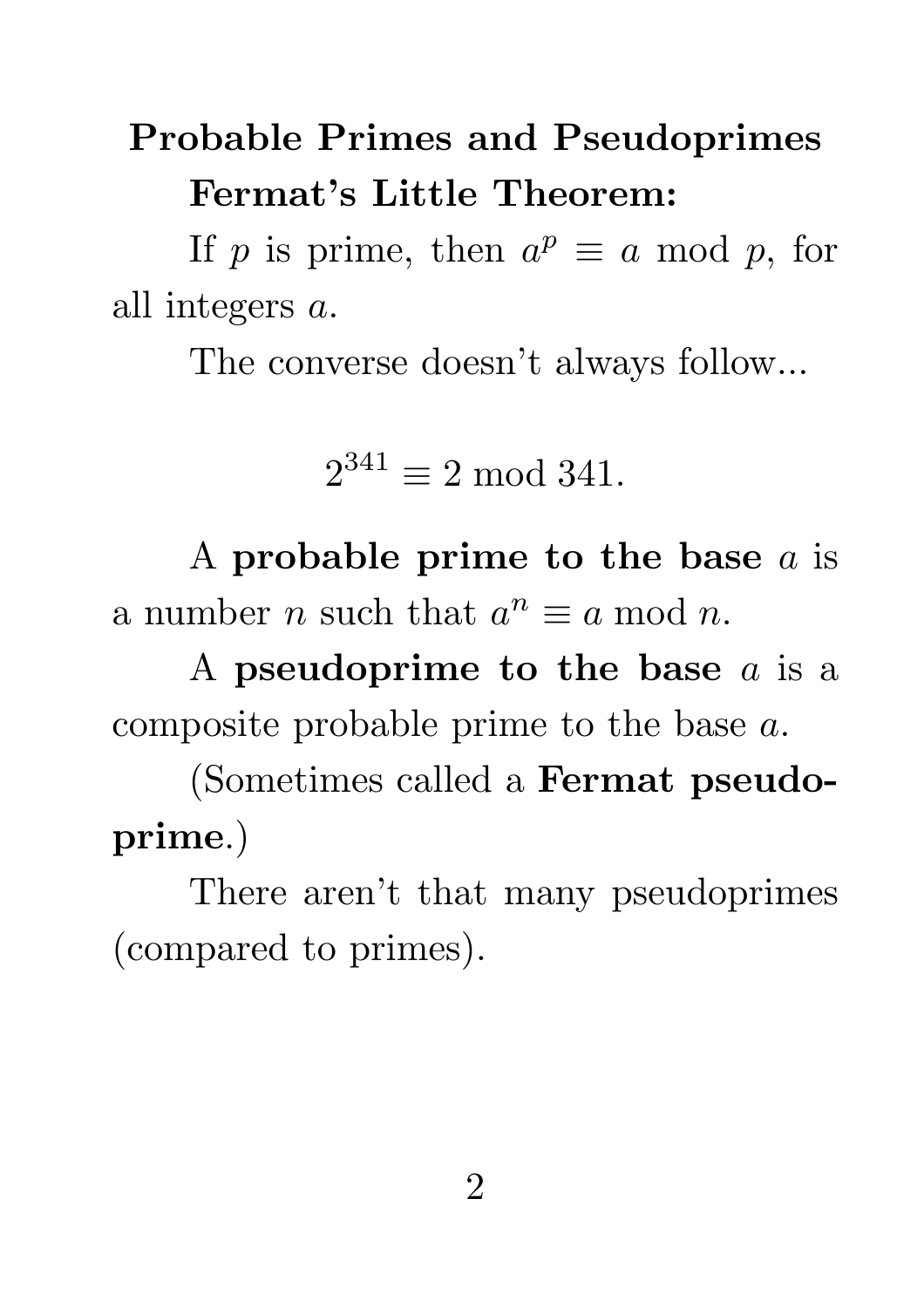## Probable Primes and Pseudoprimes

**Fermat's Little Theorem:**

If $p$ is prime, then $a^p \equiv a \bmod p$, for all integers $a$.

The converse doesn't always follow...

$$2^{341} \equiv 2 \bmod 341.$$

A **probable prime to the base** $a$ is a number $n$ such that $a^n \equiv a \bmod n$.

A **pseudoprime to the base** $a$ is a composite probable prime to the base $a$.

(Sometimes called a **Fermat pseudoprime**.)

There aren't that many pseudoprimes (compared to primes).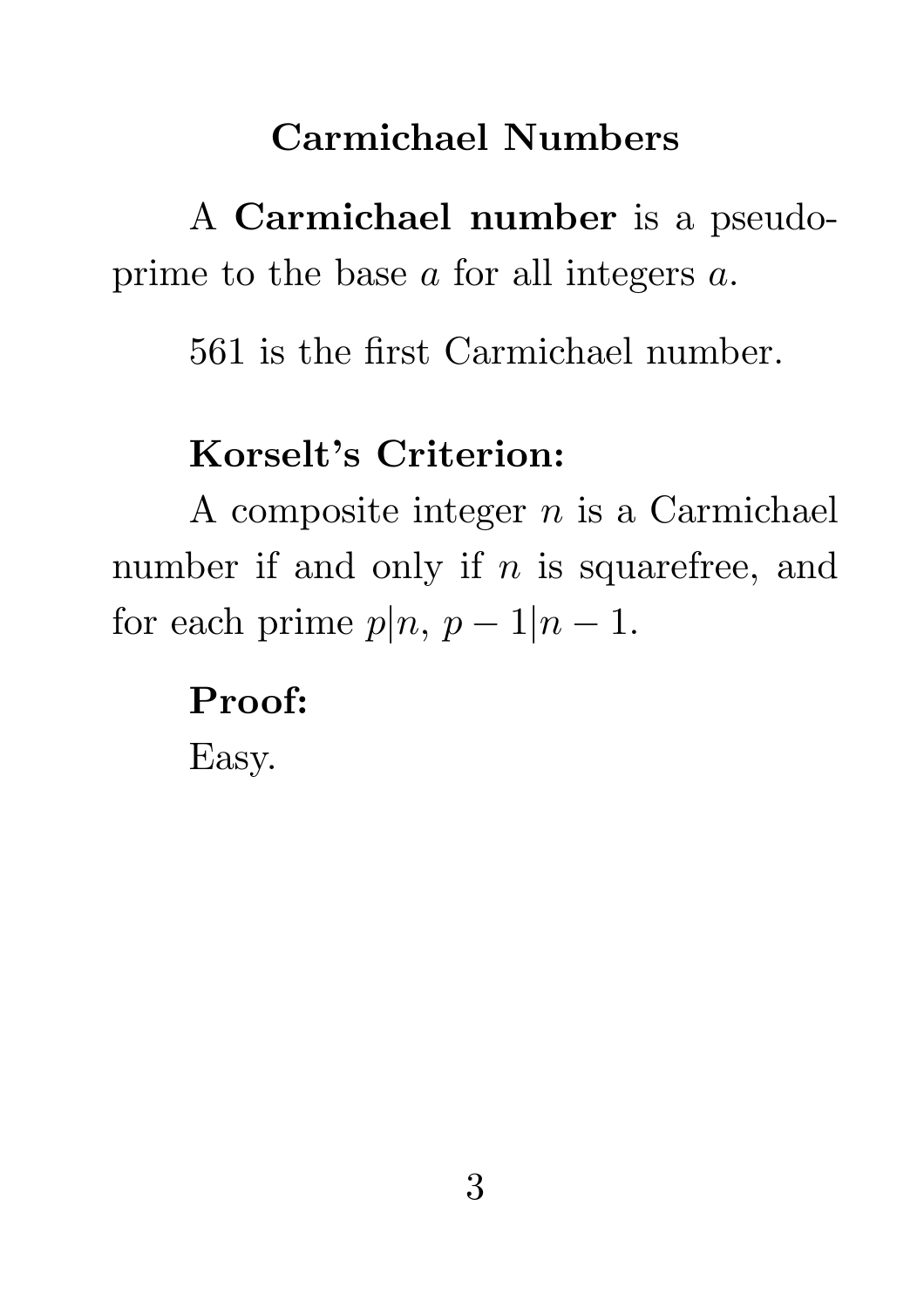## Carmichael Numbers

A **Carmichael number** is a pseudoprime to the base $a$ for all integers $a$.

561 is the first Carmichael number.

**Korselt's Criterion:**

A composite integer $n$ is a Carmichael number if and only if $n$ is squarefree, and for each prime $p|n$, $p-1|n-1$.

**Proof:**

Easy.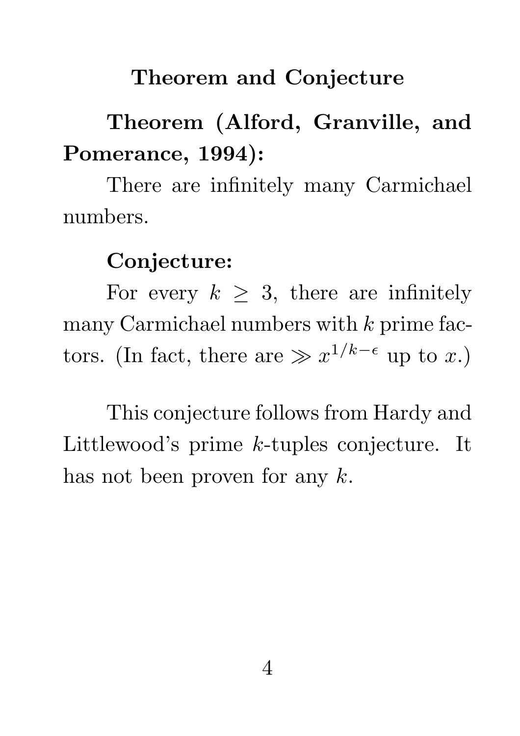## Theorem and Conjecture

**Theorem (Alford, Granville, and Pomerance, 1994):**

There are infinitely many Carmichael numbers.

**Conjecture:**

For every $k \geq 3$, there are infinitely many Carmichael numbers with $k$ prime factors. (In fact, there are $\gg x^{1/k-\epsilon}$ up to $x$.)

This conjecture follows from Hardy and Littlewood's prime $k$-tuples conjecture. It has not been proven for any $k$.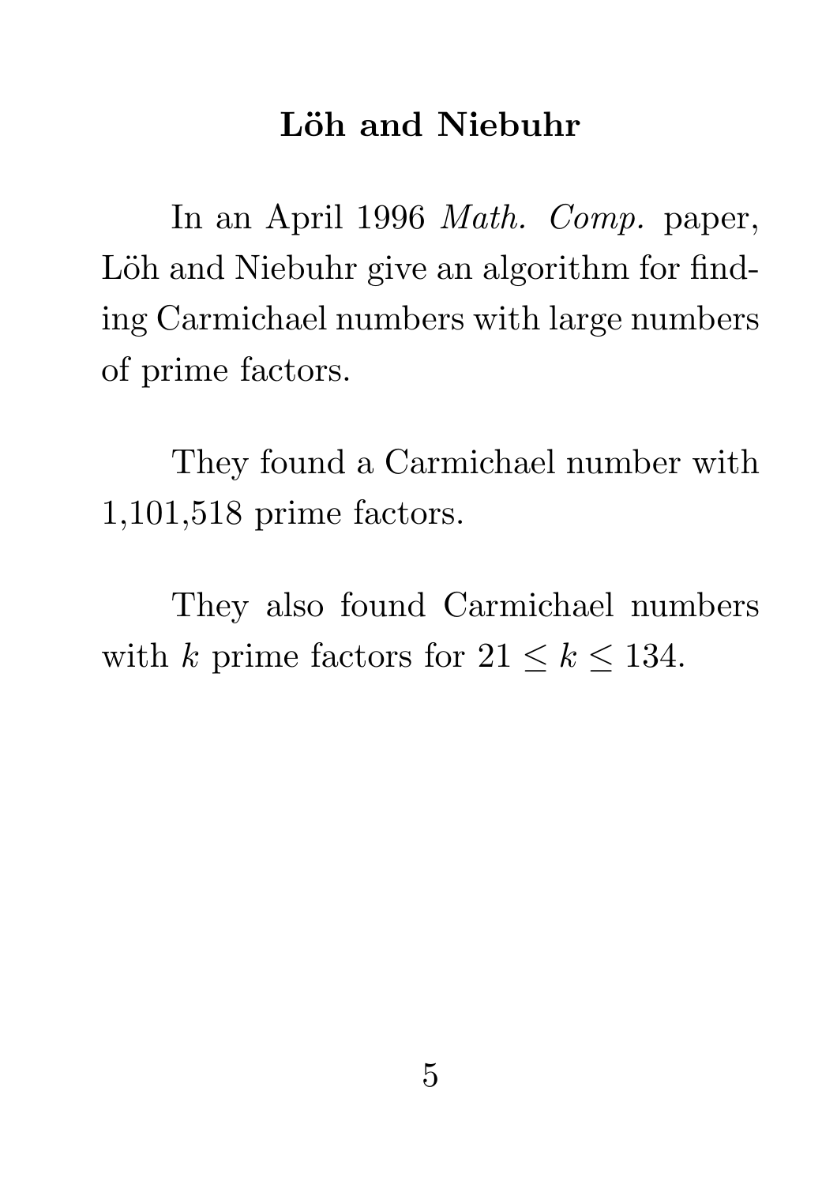# Löh and Niebuhr

In an April 1996 *Math. Comp.* paper, Löh and Niebuhr give an algorithm for finding Carmichael numbers with large numbers of prime factors.

They found a Carmichael number with 1,101,518 prime factors.

They also found Carmichael numbers with $k$ prime factors for $21 \leq k \leq 134$.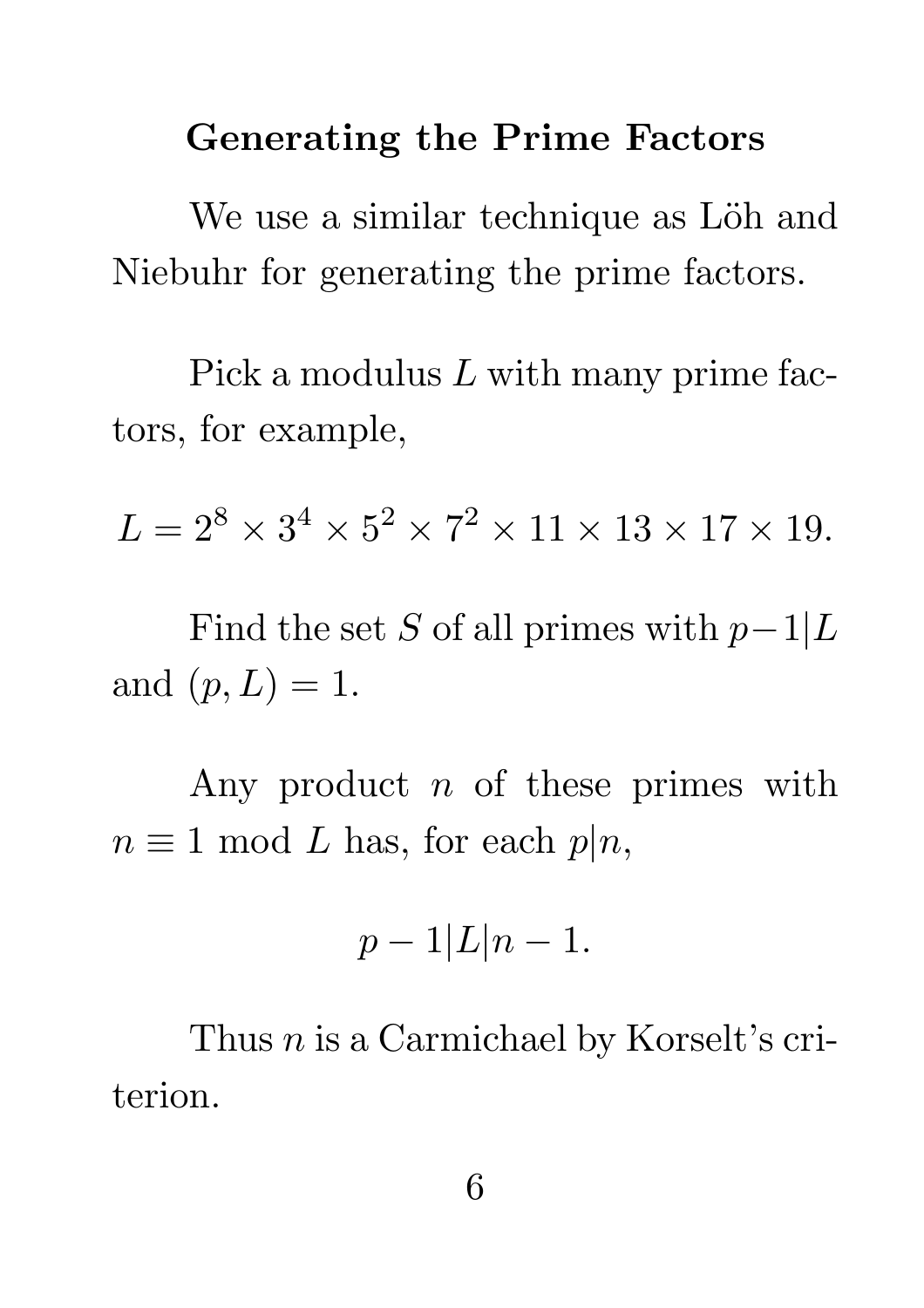## Generating the Prime Factors

We use a similar technique as Löh and Niebuhr for generating the prime factors.

Pick a modulus $L$ with many prime factors, for example,

$$L = 2^8 \times 3^4 \times 5^2 \times 7^2 \times 11 \times 13 \times 17 \times 19.$$

Find the set $S$ of all primes with $p-1|L$ and $(p, L) = 1$.

Any product $n$ of these primes with $n \equiv 1 \bmod L$ has, for each $p|n$,

$$p - 1|L|n - 1.$$

Thus $n$ is a Carmichael by Korselt's criterion.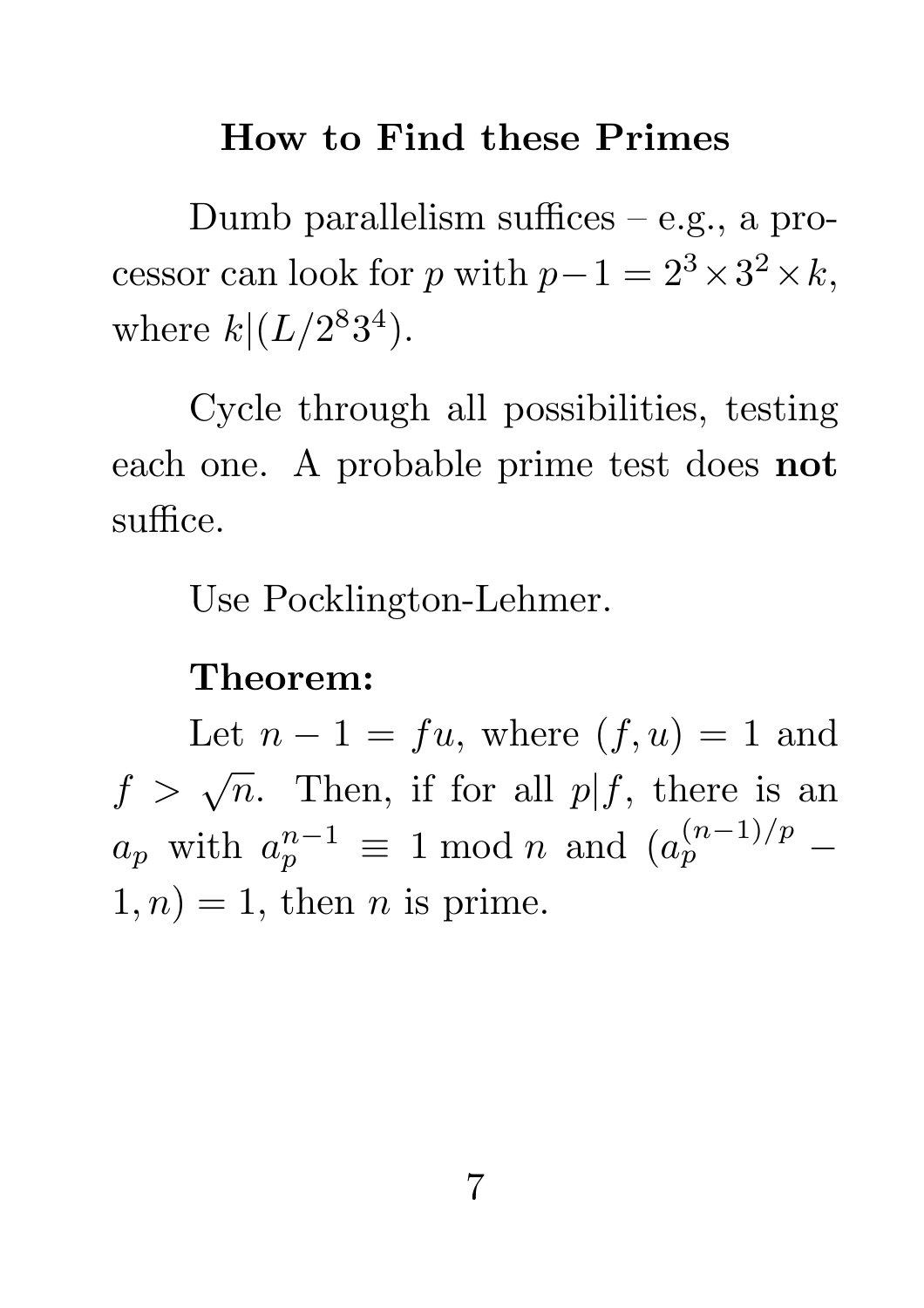## How to Find these Primes

Dumb parallelism suffices – e.g., a processor can look for $p$ with $p-1 = 2^3 \times 3^2 \times k$, where $k|(L/2^8 3^4)$.

Cycle through all possibilities, testing each one. A probable prime test does **not** suffice.

Use Pocklington-Lehmer.

**Theorem:**

Let $n - 1 = fu$, where $(f, u) = 1$ and $f > \sqrt{n}$. Then, if for all $p|f$, there is an $a_p$ with $a_p^{n-1} \equiv 1 \bmod n$ and $(a_p^{(n-1)/p} - 1, n) = 1$, then $n$ is prime.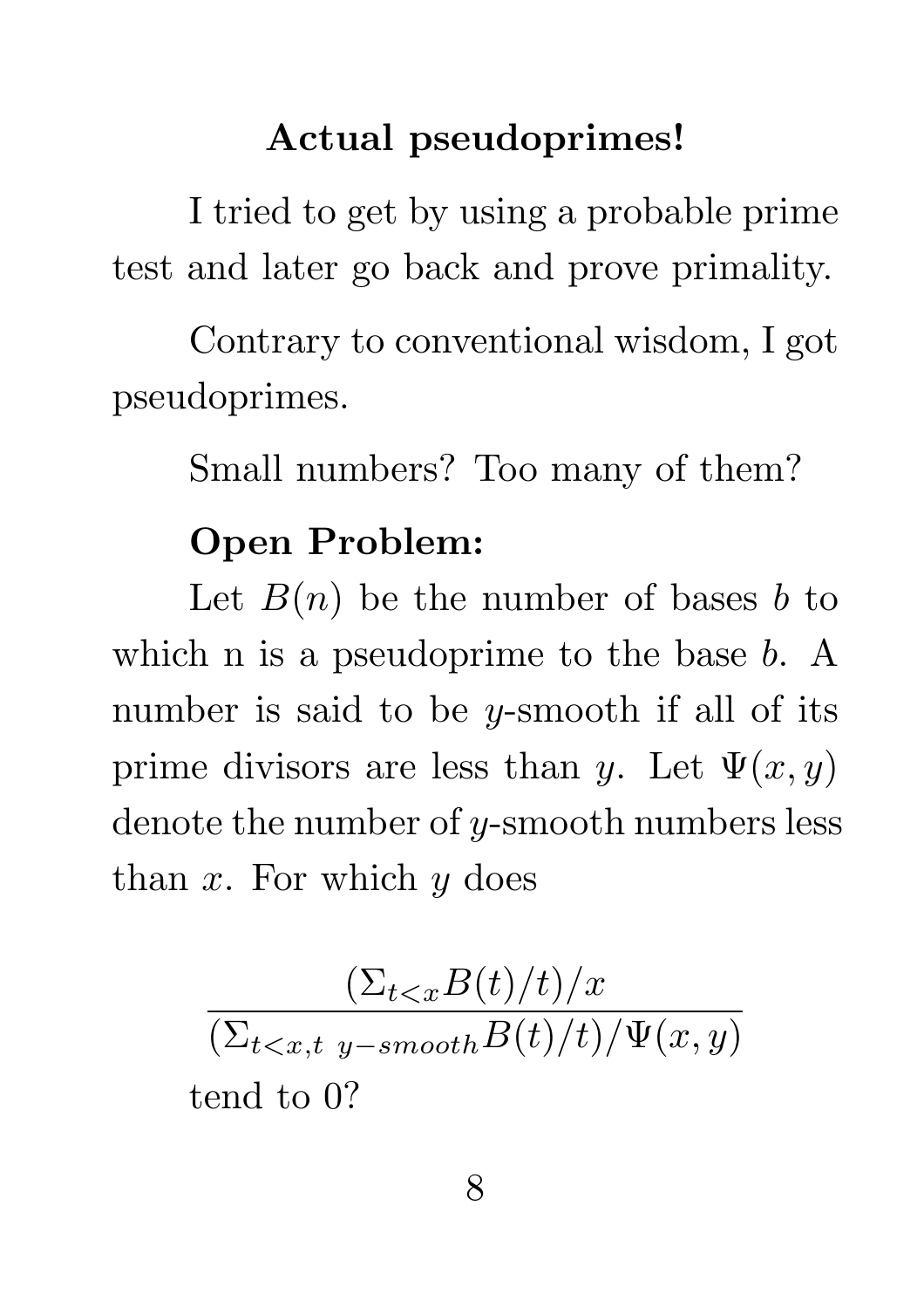## Actual pseudoprimes!

I tried to get by using a probable prime test and later go back and prove primality.

Contrary to conventional wisdom, I got pseudoprimes.

Small numbers? Too many of them?

**Open Problem:**

Let $B(n)$ be the number of bases $b$ to which n is a pseudoprime to the base $b$. A number is said to be $y$-smooth if all of its prime divisors are less than $y$. Let $\Psi(x, y)$ denote the number of $y$-smooth numbers less than $x$. For which $y$ does

$$\frac{(\Sigma_{t<x} B(t)/t)/x}{(\Sigma_{t<x,t\ y-smooth} B(t)/t)/\Psi(x,y)}$$

tend to 0?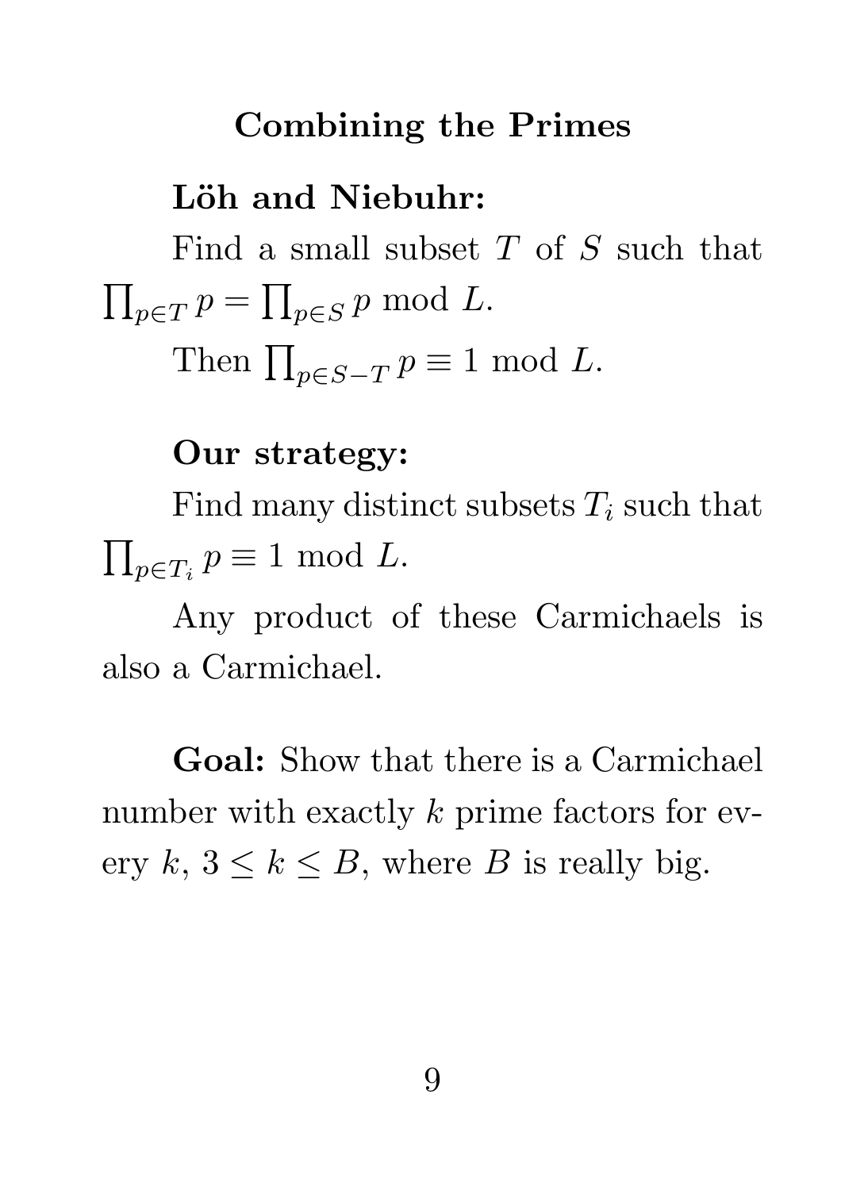## Combining the Primes

**Löh and Niebuhr:**

Find a small subset $T$ of $S$ such that $\prod_{p \in T} p = \prod_{p \in S} p \bmod L$.

Then $\prod_{p \in S-T} p \equiv 1 \bmod L$.

**Our strategy:**

Find many distinct subsets $T_i$ such that $\prod_{p \in T_i} p \equiv 1 \bmod L$.

Any product of these Carmichaels is also a Carmichael.

**Goal:** Show that there is a Carmichael number with exactly $k$ prime factors for every $k$, $3 \leq k \leq B$, where $B$ is really big.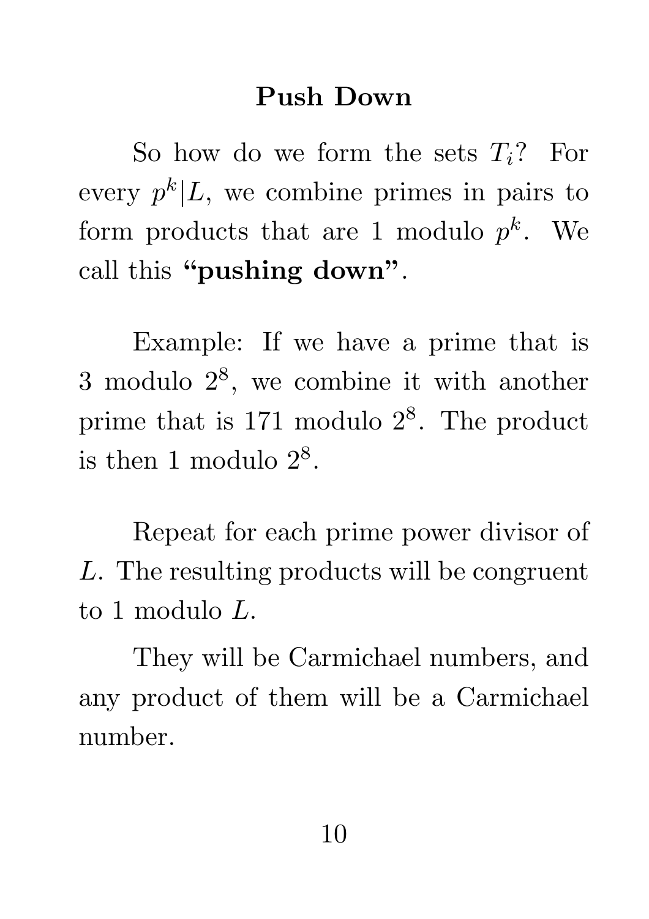## Push Down

So how do we form the sets $T_i$? For every $p^k|L$, we combine primes in pairs to form products that are 1 modulo $p^k$. We call this **"pushing down"**.

Example: If we have a prime that is 3 modulo $2^8$, we combine it with another prime that is 171 modulo $2^8$. The product is then 1 modulo $2^8$.

Repeat for each prime power divisor of $L$. The resulting products will be congruent to 1 modulo $L$.

They will be Carmichael numbers, and any product of them will be a Carmichael number.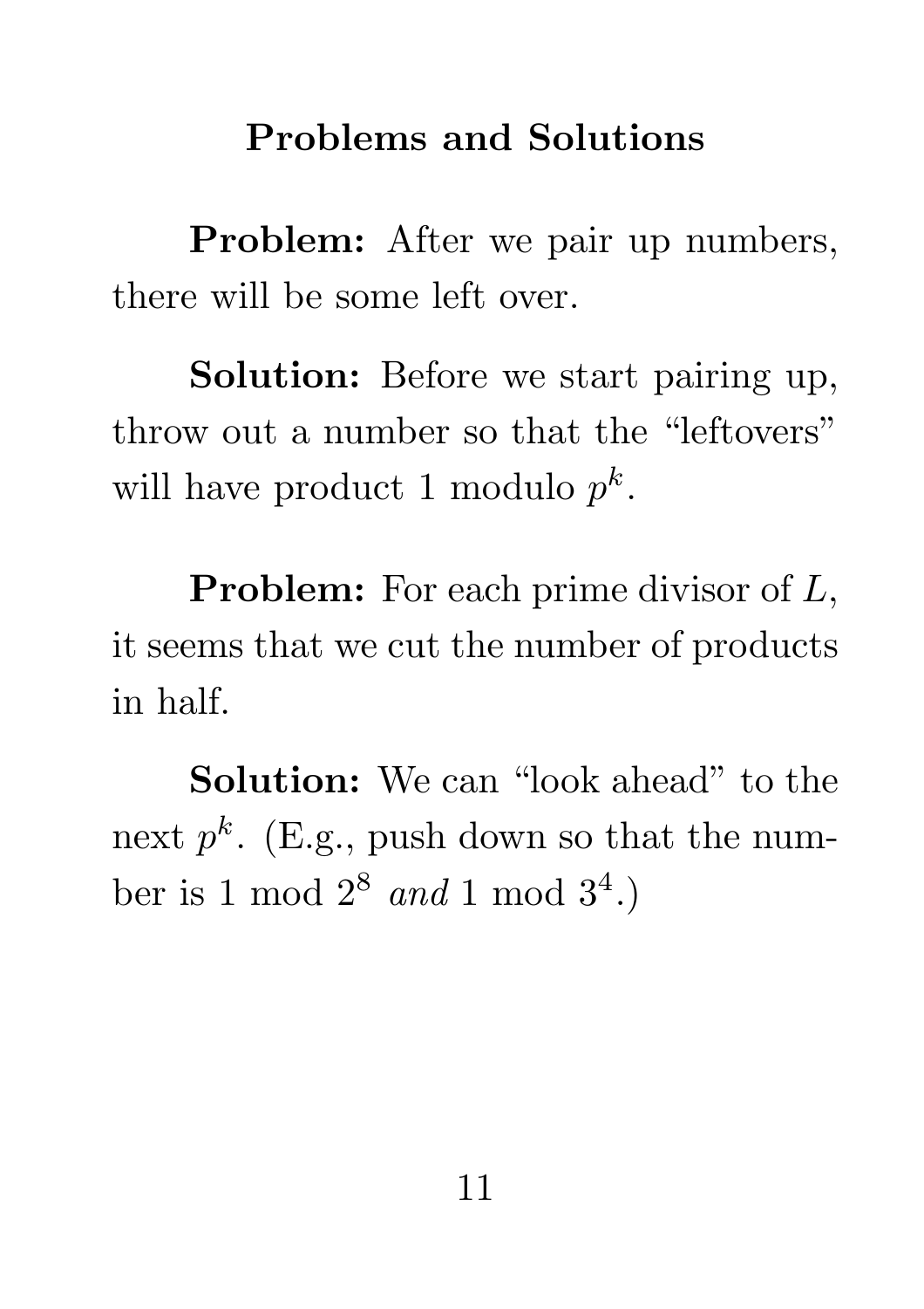## Problems and Solutions

**Problem:** After we pair up numbers, there will be some left over.

**Solution:** Before we start pairing up, throw out a number so that the "leftovers" will have product 1 modulo $p^k$.

**Problem:** For each prime divisor of $L$, it seems that we cut the number of products in half.

**Solution:** We can "look ahead" to the next $p^k$. (E.g., push down so that the number is 1 mod $2^8$ *and* 1 mod $3^4$.)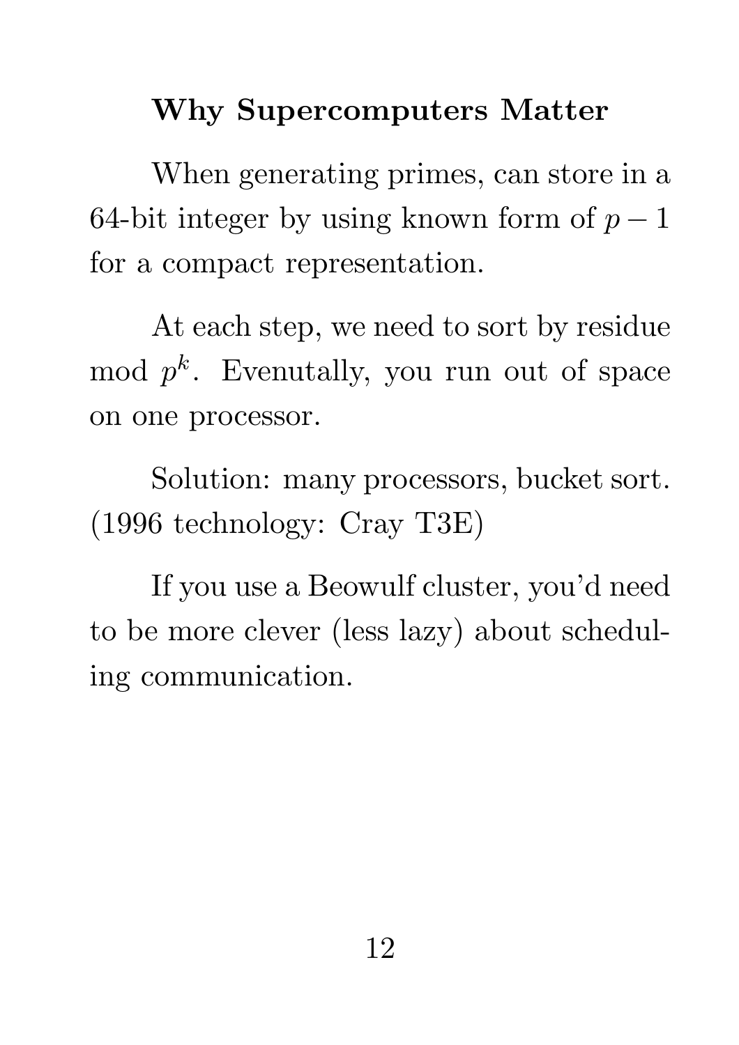## Why Supercomputers Matter

When generating primes, can store in a 64-bit integer by using known form of $p-1$ for a compact representation.

At each step, we need to sort by residue mod $p^k$. Evenutally, you run out of space on one processor.

Solution: many processors, bucket sort. (1996 technology: Cray T3E)

If you use a Beowulf cluster, you'd need to be more clever (less lazy) about scheduling communication.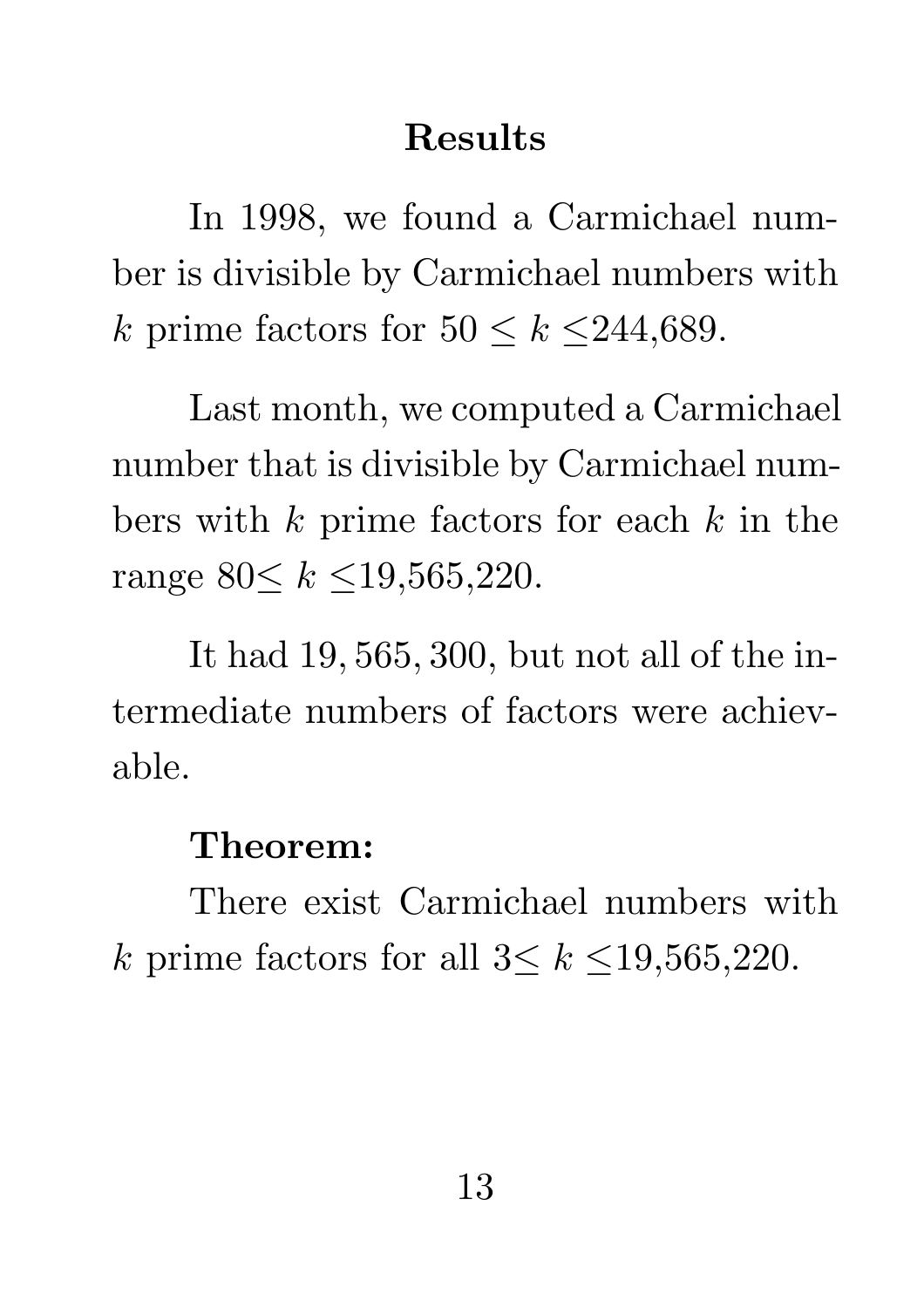# Results

In 1998, we found a Carmichael number is divisible by Carmichael numbers with $k$ prime factors for $50 \leq k \leq$244,689.

Last month, we computed a Carmichael number that is divisible by Carmichael numbers with $k$ prime factors for each $k$ in the range 80$\leq k \leq$19,565,220.

It had $19,565,300$, but not all of the intermediate numbers of factors were achievable.

**Theorem:**

There exist Carmichael numbers with $k$ prime factors for all 3$\leq k \leq$19,565,220.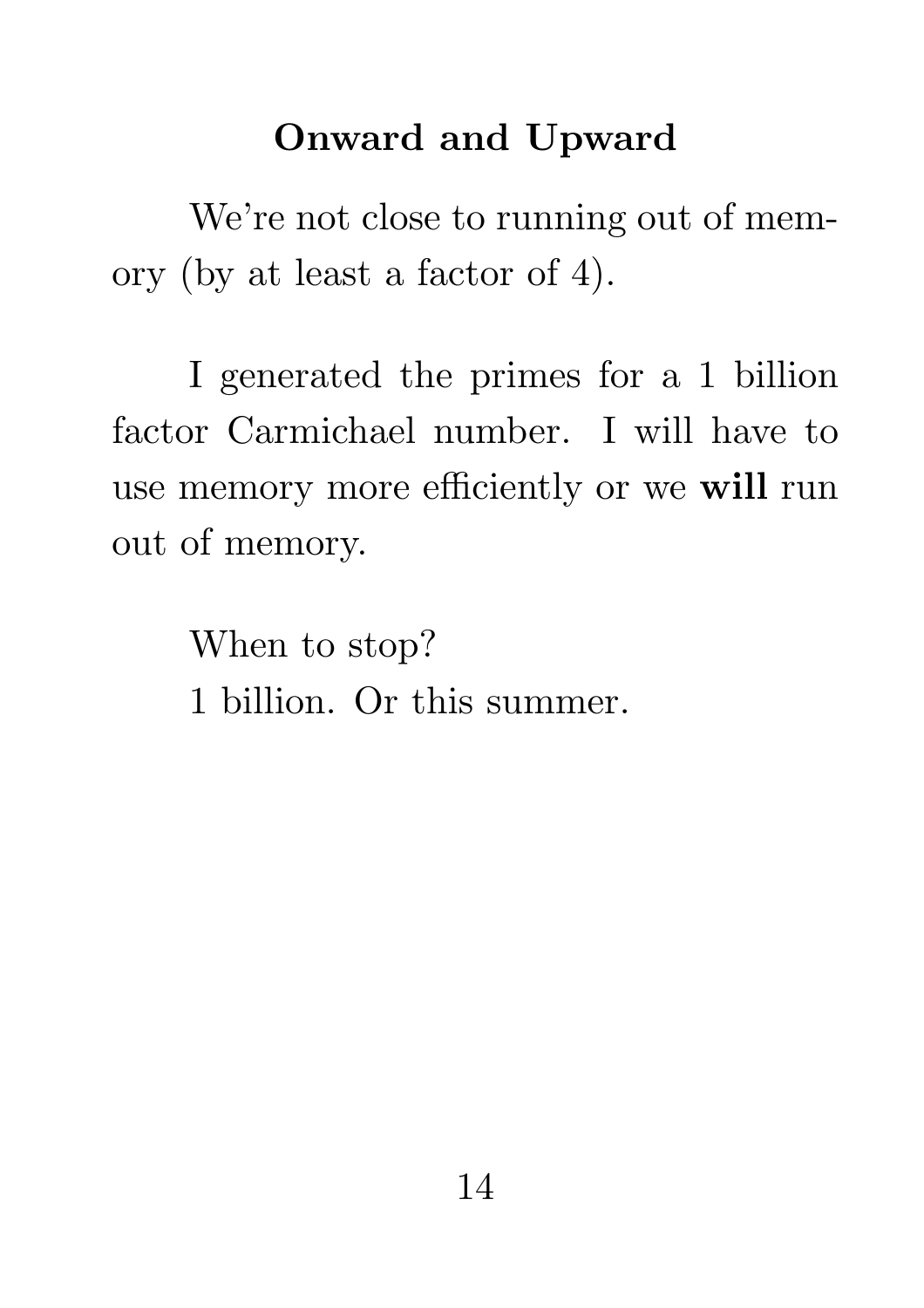## Onward and Upward

We're not close to running out of memory (by at least a factor of 4).

I generated the primes for a 1 billion factor Carmichael number. I will have to use memory more efficiently or we **will** run out of memory.

When to stop?
1 billion. Or this summer.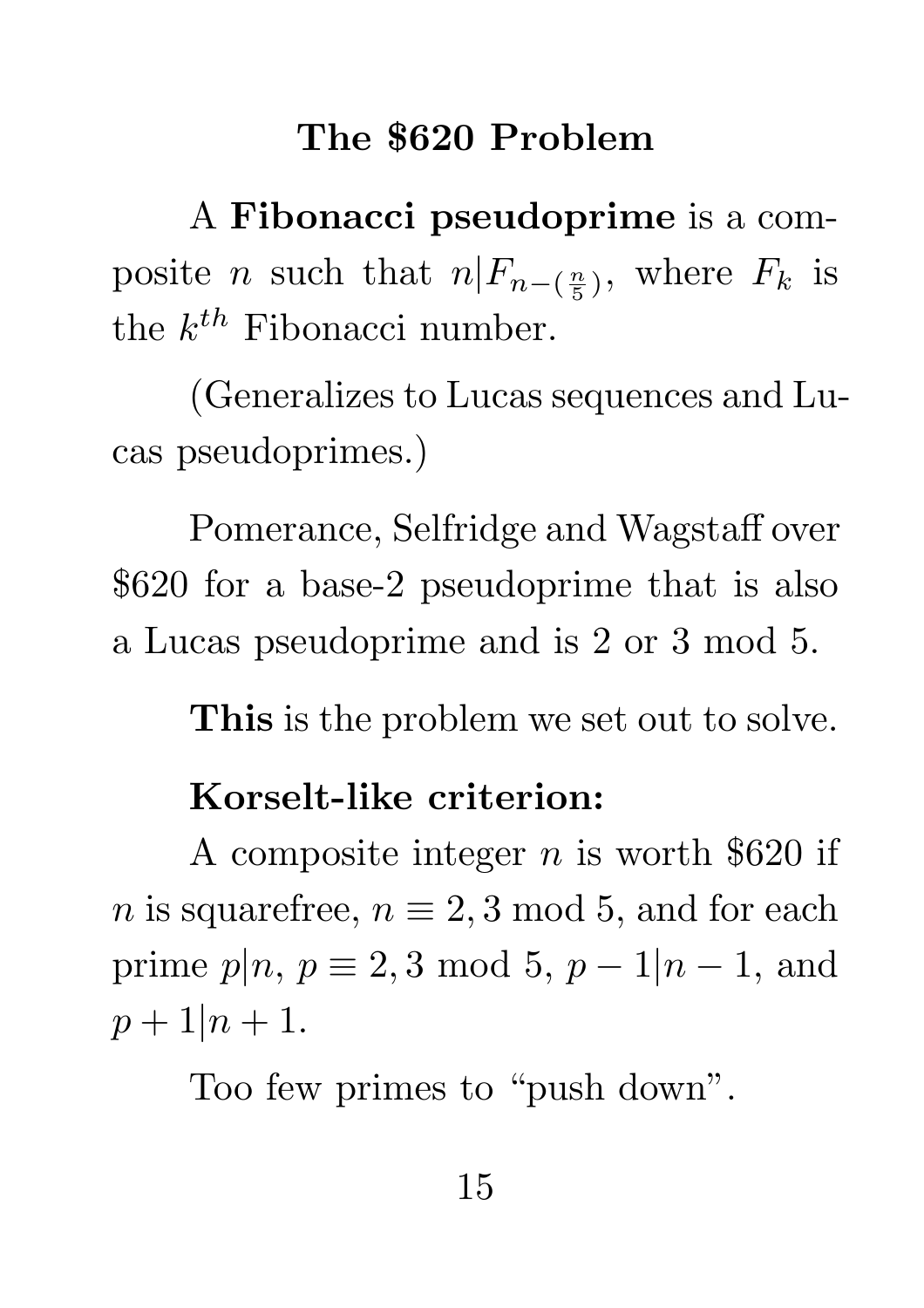## The \$620 Problem

A **Fibonacci pseudoprime** is a composite $n$ such that $n | F_{n-(\frac{n}{5})}$, where $F_k$ is the $k^{th}$ Fibonacci number.

(Generalizes to Lucas sequences and Lucas pseudoprimes.)

Pomerance, Selfridge and Wagstaff over \$620 for a base-2 pseudoprime that is also a Lucas pseudoprime and is 2 or 3 mod 5.

**This** is the problem we set out to solve.

**Korselt-like criterion:**

A composite integer $n$ is worth \$620 if $n$ is squarefree, $n \equiv 2, 3 \bmod 5$, and for each prime $p | n$, $p \equiv 2, 3 \bmod 5$, $p - 1 | n - 1$, and $p + 1 | n + 1$.

Too few primes to "push down".